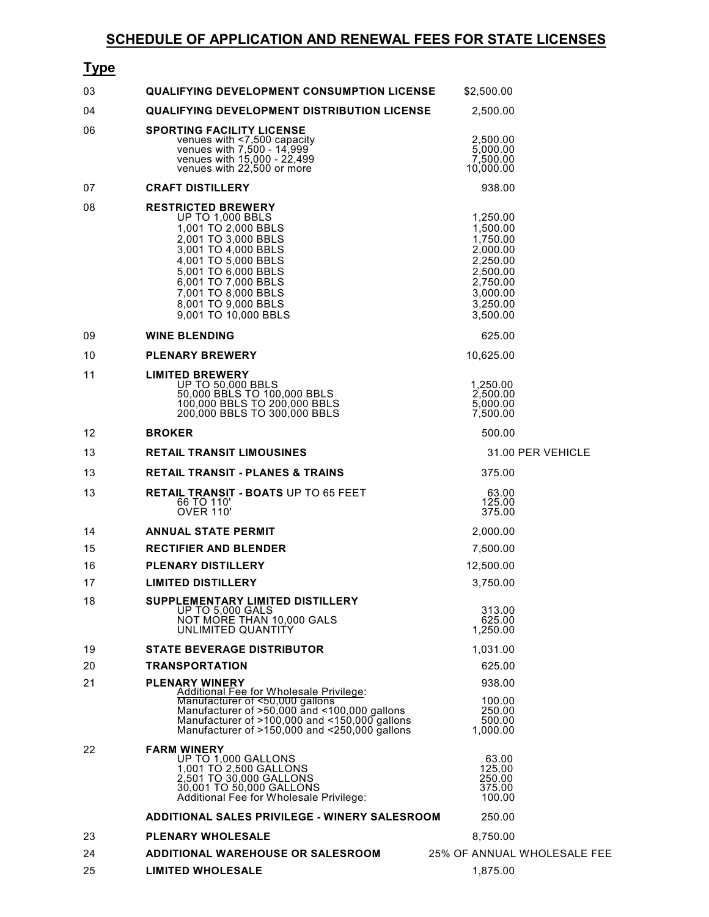## SCHEDULE OF APPLICATION AND RENEWAL FEES FOR STATE LICENSES

| Type | | |
|---|---|---|
| 03 | **QUALIFYING DEVELOPMENT CONSUMPTION LICENSE** | $2,500.00 |
| 04 | **QUALIFYING DEVELOPMENT DISTRIBUTION LICENSE** | 2,500.00 |
| 06 | **SPORTING FACILITY LICENSE** | |
| | venues with <7,500 capacity | 2,500.00 |
| | venues with 7,500 - 14,999 | 5,000.00 |
| | venues with 15,000 - 22,499 | 7,500.00 |
| | venues with 22,500 or more | 10,000.00 |
| 07 | **CRAFT DISTILLERY** | 938.00 |
| 08 | **RESTRICTED BREWERY** | |
| | UP TO 1,000 BBLS | 1,250.00 |
| | 1,001 TO 2,000 BBLS | 1,500.00 |
| | 2,001 TO 3,000 BBLS | 1,750.00 |
| | 3,001 TO 4,000 BBLS | 2,000.00 |
| | 4,001 TO 5,000 BBLS | 2,250.00 |
| | 5,001 TO 6,000 BBLS | 2,500.00 |
| | 6,001 TO 7,000 BBLS | 2,750.00 |
| | 7,001 TO 8,000 BBLS | 3,000.00 |
| | 8,001 TO 9,000 BBLS | 3,250.00 |
| | 9,001 TO 10,000 BBLS | 3,500.00 |
| 09 | **WINE BLENDING** | 625.00 |
| 10 | **PLENARY BREWERY** | 10,625.00 |
| 11 | **LIMITED BREWERY** | |
| | UP TO 50,000 BBLS | 1,250.00 |
| | 50,000 BBLS TO 100,000 BBLS | 2,500.00 |
| | 100,000 BBLS TO 200,000 BBLS | 5,000.00 |
| | 200,000 BBLS TO 300,000 BBLS | 7,500.00 |
| 12 | **BROKER** | 500.00 |
| 13 | **RETAIL TRANSIT LIMOUSINES** | 31.00 PER VEHICLE |
| 13 | **RETAIL TRANSIT - PLANES & TRAINS** | 375.00 |
| 13 | **RETAIL TRANSIT - BOATS** UP TO 65 FEET | 63.00 |
| | 66 TO 110' | 125.00 |
| | OVER 110' | 375.00 |
| 14 | **ANNUAL STATE PERMIT** | 2,000.00 |
| 15 | **RECTIFIER AND BLENDER** | 7,500.00 |
| 16 | **PLENARY DISTILLERY** | 12,500.00 |
| 17 | **LIMITED DISTILLERY** | 3,750.00 |
| 18 | **SUPPLEMENTARY LIMITED DISTILLERY** | |
| | UP TO 5,000 GALS | 313.00 |
| | NOT MORE THAN 10,000 GALS | 625.00 |
| | UNLIMITED QUANTITY | 1,250.00 |
| 19 | **STATE BEVERAGE DISTRIBUTOR** | 1,031.00 |
| 20 | **TRANSPORTATION** | 625.00 |
| 21 | **PLENARY WINERY** | 938.00 |
| | Additional Fee for Wholesale Privilege: | |
| | Manufacturer of <50,000 gallons | 100.00 |
| | Manufacturer of >50,000 and <100,000 gallons | 250.00 |
| | Manufacturer of >100,000 and <150,000 gallons | 500.00 |
| | Manufacturer of >150,000 and <250,000 gallons | 1,000.00 |
| 22 | **FARM WINERY** | |
| | UP TO 1,000 GALLONS | 63.00 |
| | 1,001 TO 2,500 GALLONS | 125.00 |
| | 2,501 TO 30,000 GALLONS | 250.00 |
| | 30,001 TO 50,000 GALLONS | 375.00 |
| | Additional Fee for Wholesale Privilege: | 100.00 |
| | **ADDITIONAL SALES PRIVILEGE - WINERY SALESROOM** | 250.00 |
| 23 | **PLENARY WHOLESALE** | 8,750.00 |
| 24 | **ADDITIONAL WAREHOUSE OR SALESROOM** | 25% OF ANNUAL WHOLESALE FEE |
| 25 | **LIMITED WHOLESALE** | 1,875.00 |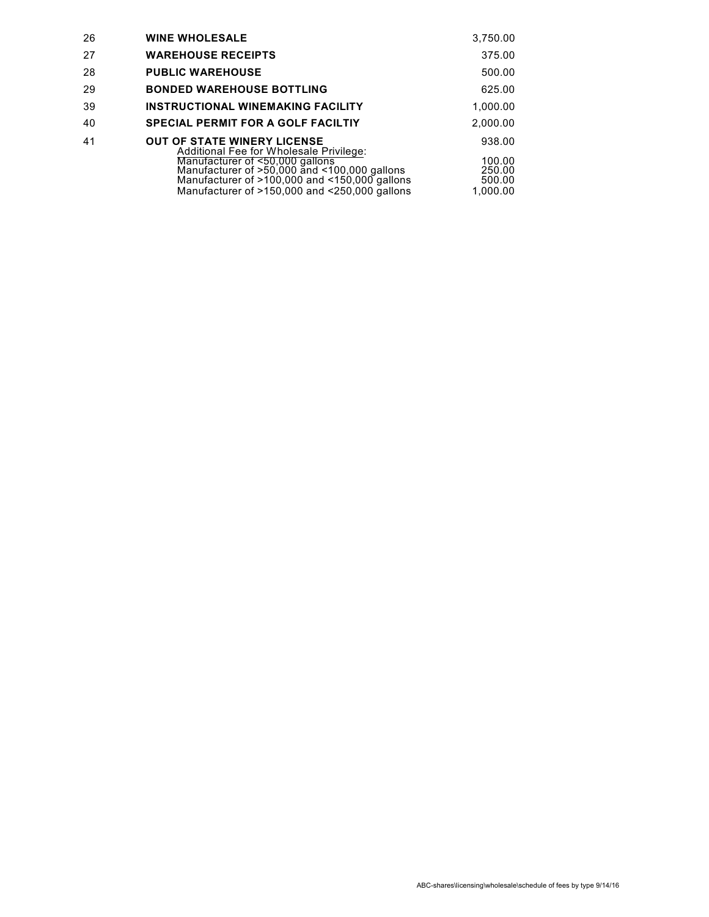| | | |
|---|---|---|
| 26 | **WINE WHOLESALE** | 3,750.00 |
| 27 | **WAREHOUSE RECEIPTS** | 375.00 |
| 28 | **PUBLIC WAREHOUSE** | 500.00 |
| 29 | **BONDED WAREHOUSE BOTTLING** | 625.00 |
| 39 | **INSTRUCTIONAL WINEMAKING FACILITY** | 1,000.00 |
| 40 | **SPECIAL PERMIT FOR A GOLF FACILTIY** | 2,000.00 |
| 41 | **OUT OF STATE WINERY LICENSE** | 938.00 |
| | Additional Fee for Wholesale Privilege: | |
| | Manufacturer of <50,000 gallons | 100.00 |
| | Manufacturer of >50,000 and <100,000 gallons | 250.00 |
| | Manufacturer of >100,000 and <150,000 gallons | 500.00 |
| | Manufacturer of >150,000 and <250,000 gallons | 1,000.00 |

ABC-shares\licensing\wholesale\schedule of fees by type 9/14/16